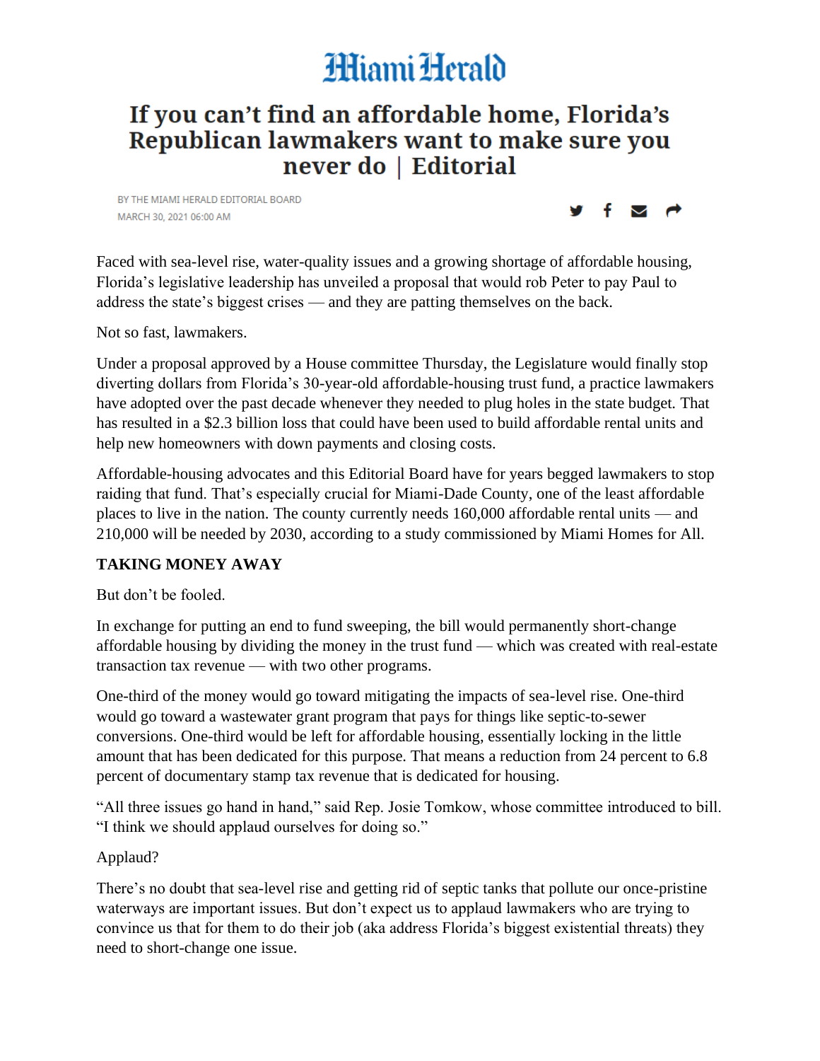Miami Herald

# If you can't find an affordable home, Florida's Republican lawmakers want to make sure you never do | Editorial

BY THE MIAMI HERALD EDITORIAL BOARD
MARCH 30, 2021 06:00 AM

Faced with sea-level rise, water-quality issues and a growing shortage of affordable housing, Florida's legislative leadership has unveiled a proposal that would rob Peter to pay Paul to address the state's biggest crises — and they are patting themselves on the back.

Not so fast, lawmakers.

Under a proposal approved by a House committee Thursday, the Legislature would finally stop diverting dollars from Florida's 30-year-old affordable-housing trust fund, a practice lawmakers have adopted over the past decade whenever they needed to plug holes in the state budget. That has resulted in a $2.3 billion loss that could have been used to build affordable rental units and help new homeowners with down payments and closing costs.

Affordable-housing advocates and this Editorial Board have for years begged lawmakers to stop raiding that fund. That's especially crucial for Miami-Dade County, one of the least affordable places to live in the nation. The county currently needs 160,000 affordable rental units — and 210,000 will be needed by 2030, according to a study commissioned by Miami Homes for All.

**TAKING MONEY AWAY**

But don't be fooled.

In exchange for putting an end to fund sweeping, the bill would permanently short-change affordable housing by dividing the money in the trust fund — which was created with real-estate transaction tax revenue — with two other programs.

One-third of the money would go toward mitigating the impacts of sea-level rise. One-third would go toward a wastewater grant program that pays for things like septic-to-sewer conversions. One-third would be left for affordable housing, essentially locking in the little amount that has been dedicated for this purpose. That means a reduction from 24 percent to 6.8 percent of documentary stamp tax revenue that is dedicated for housing.

"All three issues go hand in hand," said Rep. Josie Tomkow, whose committee introduced to bill. "I think we should applaud ourselves for doing so."

Applaud?

There's no doubt that sea-level rise and getting rid of septic tanks that pollute our once-pristine waterways are important issues. But don't expect us to applaud lawmakers who are trying to convince us that for them to do their job (aka address Florida's biggest existential threats) they need to short-change one issue.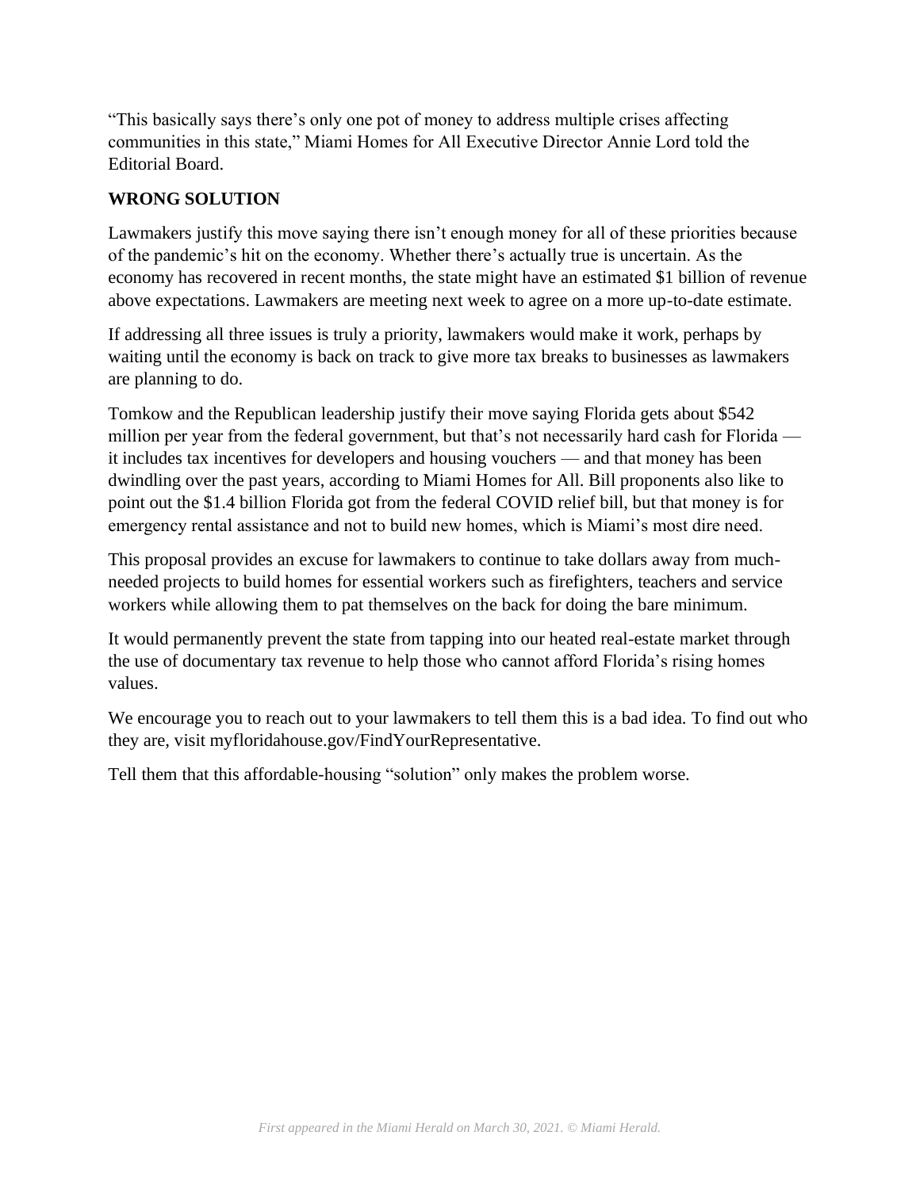"This basically says there's only one pot of money to address multiple crises affecting communities in this state," Miami Homes for All Executive Director Annie Lord told the Editorial Board.

**WRONG SOLUTION**

Lawmakers justify this move saying there isn't enough money for all of these priorities because of the pandemic's hit on the economy. Whether there's actually true is uncertain. As the economy has recovered in recent months, the state might have an estimated $1 billion of revenue above expectations. Lawmakers are meeting next week to agree on a more up-to-date estimate.

If addressing all three issues is truly a priority, lawmakers would make it work, perhaps by waiting until the economy is back on track to give more tax breaks to businesses as lawmakers are planning to do.

Tomkow and the Republican leadership justify their move saying Florida gets about $542 million per year from the federal government, but that's not necessarily hard cash for Florida — it includes tax incentives for developers and housing vouchers — and that money has been dwindling over the past years, according to Miami Homes for All. Bill proponents also like to point out the $1.4 billion Florida got from the federal COVID relief bill, but that money is for emergency rental assistance and not to build new homes, which is Miami's most dire need.

This proposal provides an excuse for lawmakers to continue to take dollars away from much-needed projects to build homes for essential workers such as firefighters, teachers and service workers while allowing them to pat themselves on the back for doing the bare minimum.

It would permanently prevent the state from tapping into our heated real-estate market through the use of documentary tax revenue to help those who cannot afford Florida's rising homes values.

We encourage you to reach out to your lawmakers to tell them this is a bad idea. To find out who they are, visit myfloridahouse.gov/FindYourRepresentative.

Tell them that this affordable-housing "solution" only makes the problem worse.

*First appeared in the Miami Herald on March 30, 2021. © Miami Herald.*